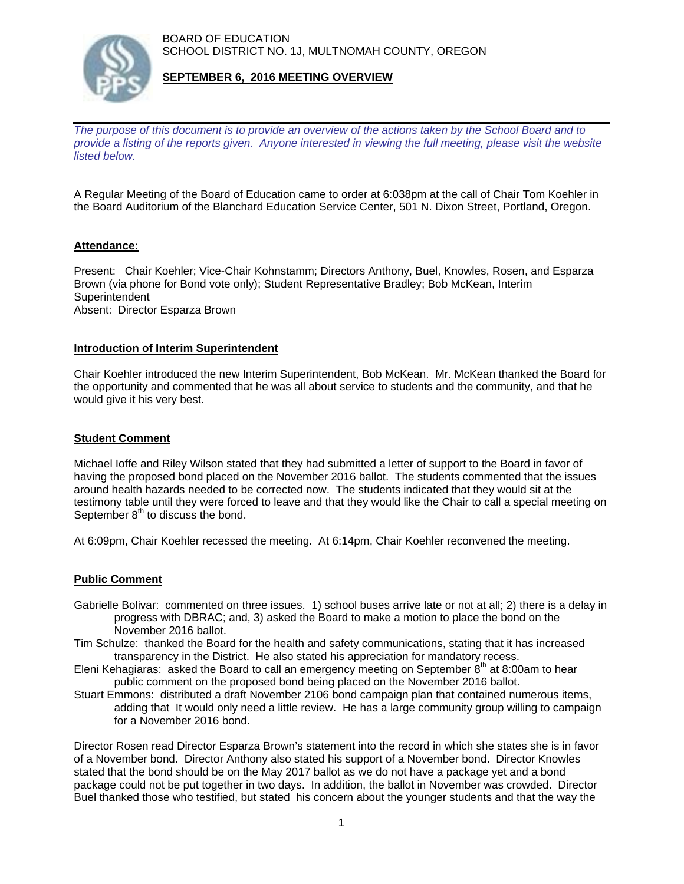BOARD OF EDUCATION
SCHOOL DISTRICT NO. 1J, MULTNOMAH COUNTY, OREGON

**SEPTEMBER 6, 2016 MEETING OVERVIEW**

*The purpose of this document is to provide an overview of the actions taken by the School Board and to provide a listing of the reports given. Anyone interested in viewing the full meeting, please visit the website listed below.*

A Regular Meeting of the Board of Education came to order at 6:038pm at the call of Chair Tom Koehler in the Board Auditorium of the Blanchard Education Service Center, 501 N. Dixon Street, Portland, Oregon.

**Attendance:**

Present: Chair Koehler; Vice-Chair Kohnstamm; Directors Anthony, Buel, Knowles, Rosen, and Esparza Brown (via phone for Bond vote only); Student Representative Bradley; Bob McKean, Interim Superintendent
Absent: Director Esparza Brown

**Introduction of Interim Superintendent**

Chair Koehler introduced the new Interim Superintendent, Bob McKean. Mr. McKean thanked the Board for the opportunity and commented that he was all about service to students and the community, and that he would give it his very best.

**Student Comment**

Michael Ioffe and Riley Wilson stated that they had submitted a letter of support to the Board in favor of having the proposed bond placed on the November 2016 ballot. The students commented that the issues around health hazards needed to be corrected now. The students indicated that they would sit at the testimony table until they were forced to leave and that they would like the Chair to call a special meeting on September 8th to discuss the bond.

At 6:09pm, Chair Koehler recessed the meeting. At 6:14pm, Chair Koehler reconvened the meeting.

**Public Comment**

Gabrielle Bolivar: commented on three issues. 1) school buses arrive late or not at all; 2) there is a delay in progress with DBRAC; and, 3) asked the Board to make a motion to place the bond on the November 2016 ballot.

Tim Schulze: thanked the Board for the health and safety communications, stating that it has increased transparency in the District. He also stated his appreciation for mandatory recess.

Eleni Kehagiaras: asked the Board to call an emergency meeting on September 8th at 8:00am to hear public comment on the proposed bond being placed on the November 2016 ballot.

Stuart Emmons: distributed a draft November 2106 bond campaign plan that contained numerous items, adding that It would only need a little review. He has a large community group willing to campaign for a November 2016 bond.

Director Rosen read Director Esparza Brown's statement into the record in which she states she is in favor of a November bond. Director Anthony also stated his support of a November bond. Director Knowles stated that the bond should be on the May 2017 ballot as we do not have a package yet and a bond package could not be put together in two days. In addition, the ballot in November was crowded. Director Buel thanked those who testified, but stated his concern about the younger students and that the way the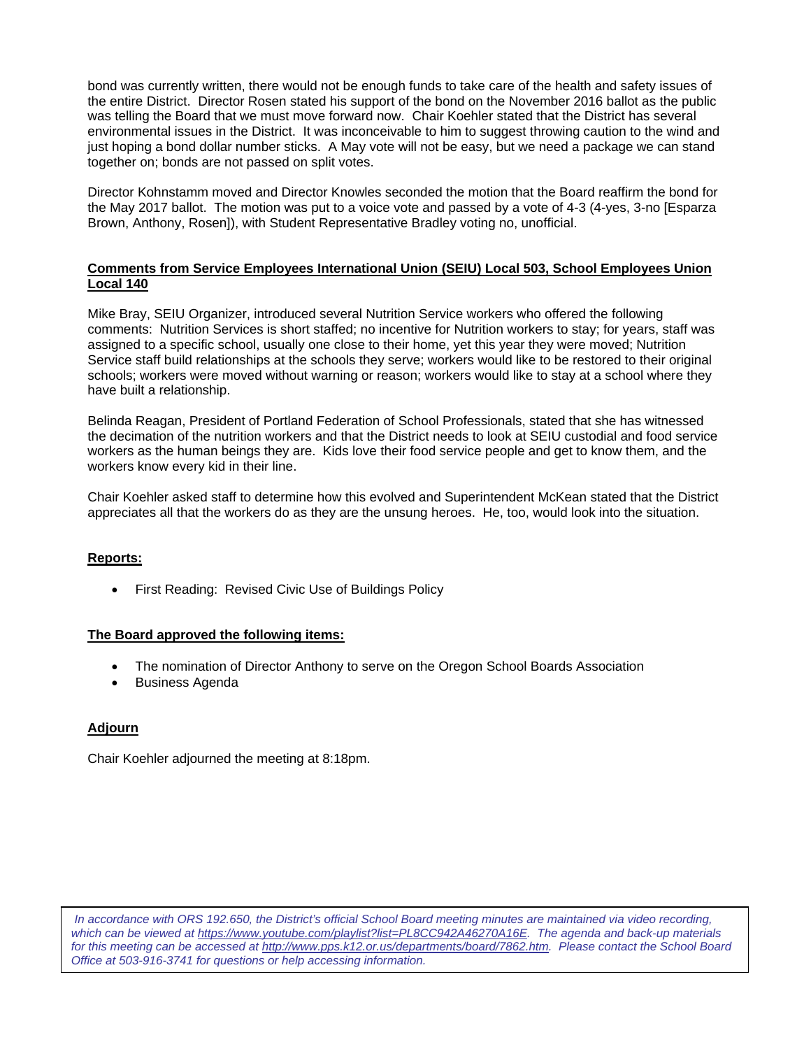bond was currently written, there would not be enough funds to take care of the health and safety issues of the entire District. Director Rosen stated his support of the bond on the November 2016 ballot as the public was telling the Board that we must move forward now. Chair Koehler stated that the District has several environmental issues in the District. It was inconceivable to him to suggest throwing caution to the wind and just hoping a bond dollar number sticks. A May vote will not be easy, but we need a package we can stand together on; bonds are not passed on split votes.

Director Kohnstamm moved and Director Knowles seconded the motion that the Board reaffirm the bond for the May 2017 ballot. The motion was put to a voice vote and passed by a vote of 4-3 (4-yes, 3-no [Esparza Brown, Anthony, Rosen]), with Student Representative Bradley voting no, unofficial.

**Comments from Service Employees International Union (SEIU) Local 503, School Employees Union Local 140**

Mike Bray, SEIU Organizer, introduced several Nutrition Service workers who offered the following comments: Nutrition Services is short staffed; no incentive for Nutrition workers to stay; for years, staff was assigned to a specific school, usually one close to their home, yet this year they were moved; Nutrition Service staff build relationships at the schools they serve; workers would like to be restored to their original schools; workers were moved without warning or reason; workers would like to stay at a school where they have built a relationship.

Belinda Reagan, President of Portland Federation of School Professionals, stated that she has witnessed the decimation of the nutrition workers and that the District needs to look at SEIU custodial and food service workers as the human beings they are. Kids love their food service people and get to know them, and the workers know every kid in their line.

Chair Koehler asked staff to determine how this evolved and Superintendent McKean stated that the District appreciates all that the workers do as they are the unsung heroes. He, too, would look into the situation.

**Reports:**

- First Reading: Revised Civic Use of Buildings Policy

**The Board approved the following items:**

- The nomination of Director Anthony to serve on the Oregon School Boards Association
- Business Agenda

**Adjourn**

Chair Koehler adjourned the meeting at 8:18pm.

*In accordance with ORS 192.650, the District's official School Board meeting minutes are maintained via video recording, which can be viewed at https://www.youtube.com/playlist?list=PL8CC942A46270A16E. The agenda and back-up materials for this meeting can be accessed at http://www.pps.k12.or.us/departments/board/7862.htm. Please contact the School Board Office at 503-916-3741 for questions or help accessing information.*